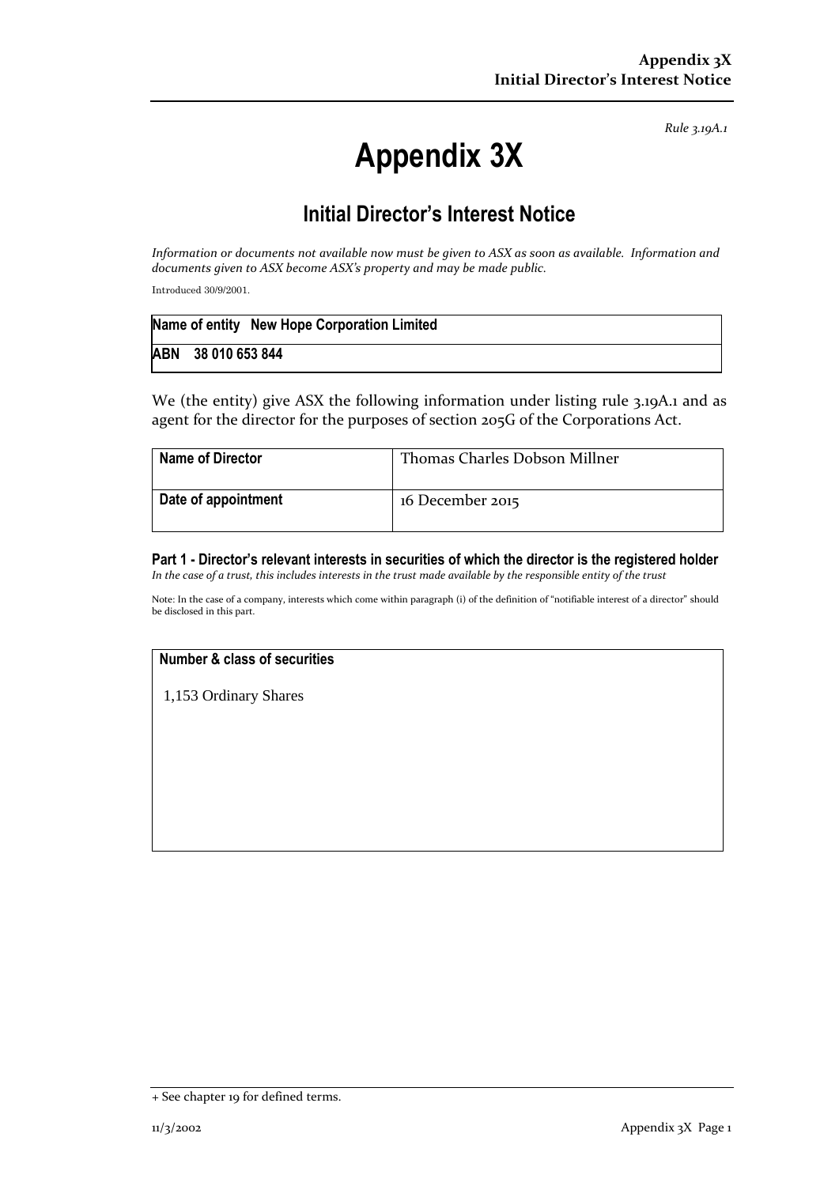*Rule 3.19A.1*

# Appendix 3X

## Initial Director's Interest Notice

*Information or documents not available now must be given to ASX as soon as available. Information and documents given to ASX become ASX's property and may be made public.*

Introduced 30/9/2001.

| **Name of entity** **New Hope Corporation Limited** |
|---|
| **ABN** **38 010 653 844** |

We (the entity) give ASX the following information under listing rule 3.19A.1 and as agent for the director for the purposes of section 205G of the Corporations Act.

| **Name of Director** | Thomas Charles Dobson Millner |
|---|---|
| **Date of appointment** | 16 December 2015 |

### Part 1 - Director's relevant interests in securities of which the director is the registered holder

*In the case of a trust, this includes interests in the trust made available by the responsible entity of the trust*

Note: In the case of a company, interests which come within paragraph (i) of the definition of "notifiable interest of a director" should be disclosed in this part.

| **Number & class of securities** |
|---|
| 1,153 Ordinary Shares |

+ See chapter 19 for defined terms.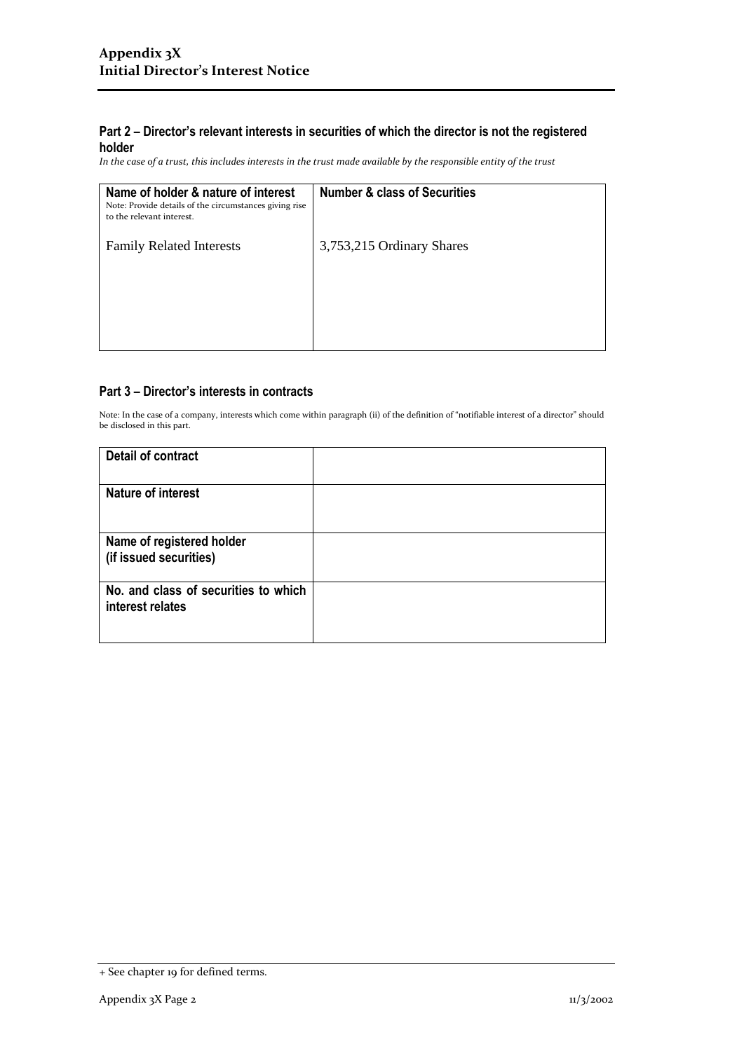## Part 2 – Director's relevant interests in securities of which the director is not the registered holder

*In the case of a trust, this includes interests in the trust made available by the responsible entity of the trust*

| Name of holder & nature of interest<br>Note: Provide details of the circumstances giving rise to the relevant interest. | Number & class of Securities |
|---|---|
| Family Related Interests | 3,753,215 Ordinary Shares |

## Part 3 – Director's interests in contracts

Note: In the case of a company, interests which come within paragraph (ii) of the definition of "notifiable interest of a director" should be disclosed in this part.

| | |
|---|---|
| **Detail of contract** | |
| **Nature of interest** | |
| **Name of registered holder (if issued securities)** | |
| **No. and class of securities to which interest relates** | |

+ See chapter 19 for defined terms.